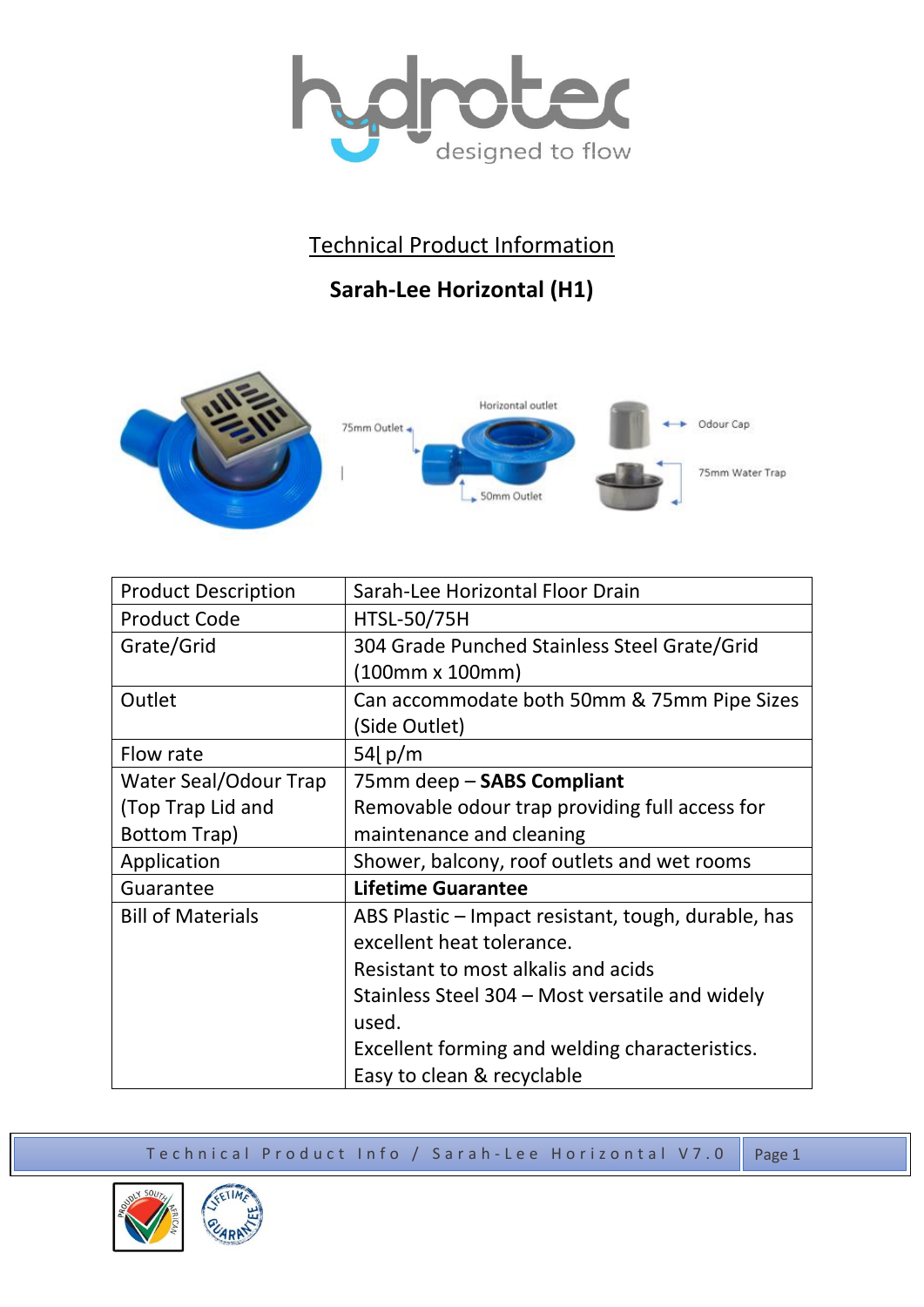## Technical Product Information

## Sarah-Lee Horizontal (H1)

| Product Description | Sarah-Lee Horizontal Floor Drain |
|---|---|
| Product Code | HTSL-50/75H |
| Grate/Grid | 304 Grade Punched Stainless Steel Grate/Grid (100mm x 100mm) |
| Outlet | Can accommodate both 50mm & 75mm Pipe Sizes (Side Outlet) |
| Flow rate | 54ℓ p/m |
| Water Seal/Odour Trap (Top Trap Lid and Bottom Trap) | 75mm deep – **SABS Compliant**<br>Removable odour trap providing full access for maintenance and cleaning |
| Application | Shower, balcony, roof outlets and wet rooms |
| Guarantee | **Lifetime Guarantee** |
| Bill of Materials | ABS Plastic – Impact resistant, tough, durable, has excellent heat tolerance.<br>Resistant to most alkalis and acids<br>Stainless Steel 304 – Most versatile and widely used.<br>Excellent forming and welding characteristics.<br>Easy to clean & recyclable |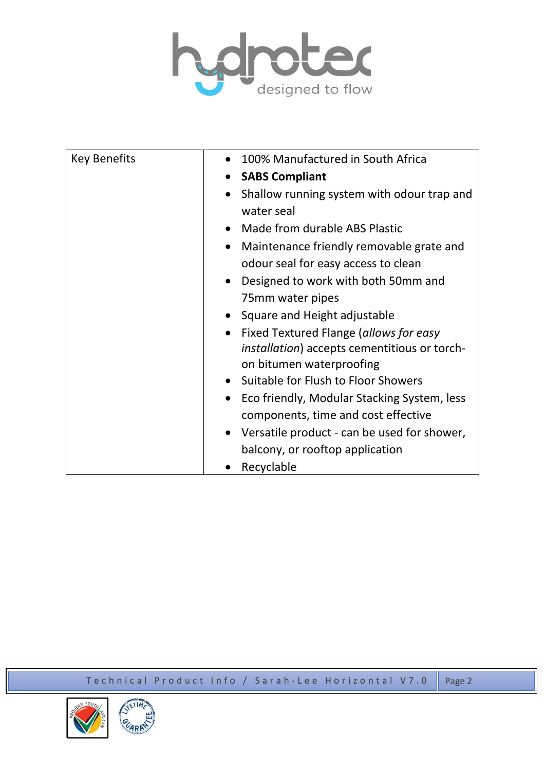| | |
|---|---|
| Key Benefits | • 100% Manufactured in South Africa<br>• **SABS Compliant**<br>• Shallow running system with odour trap and water seal<br>• Made from durable ABS Plastic<br>• Maintenance friendly removable grate and odour seal for easy access to clean<br>• Designed to work with both 50mm and 75mm water pipes<br>• Square and Height adjustable<br>• Fixed Textured Flange (*allows for easy installation*) accepts cementitious or torch-on bitumen waterproofing<br>• Suitable for Flush to Floor Showers<br>• Eco friendly, Modular Stacking System, less components, time and cost effective<br>• Versatile product - can be used for shower, balcony, or rooftop application<br>• Recyclable |